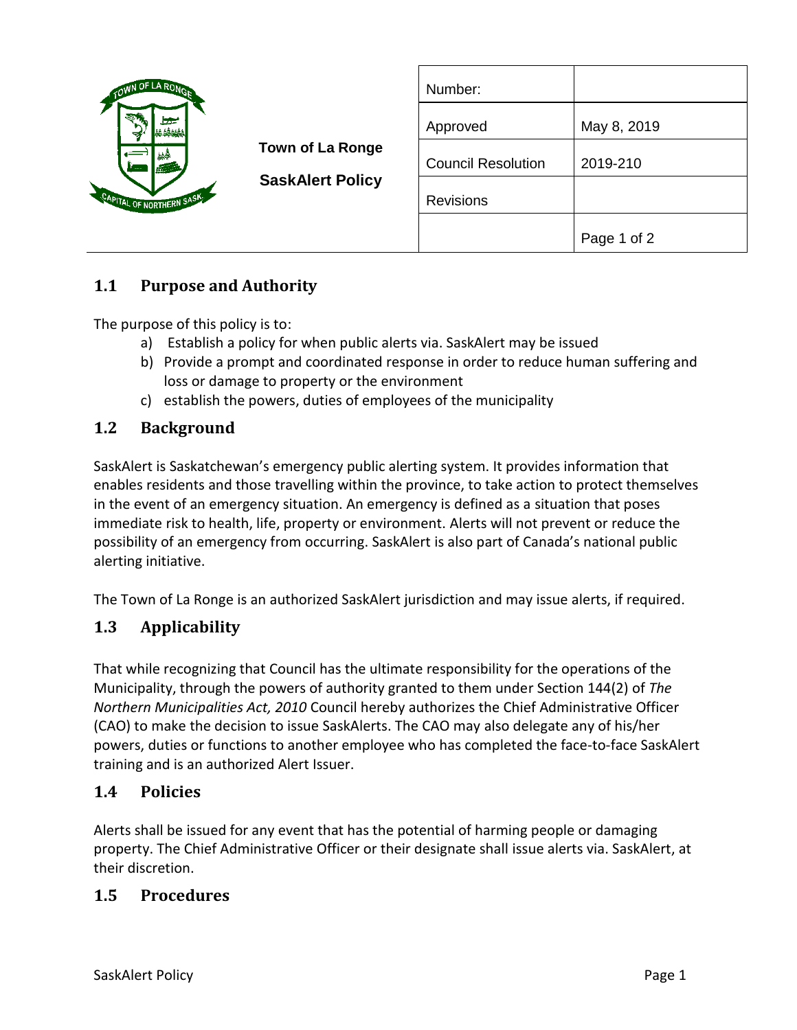**Town of La Ronge**

**SaskAlert Policy**

| Number: | |
| --- | --- |
| Approved | May 8, 2019 |
| Council Resolution | 2019-210 |
| Revisions | |
| | Page 1 of 2 |

## 1.1 Purpose and Authority

The purpose of this policy is to:

a) Establish a policy for when public alerts via. SaskAlert may be issued
b) Provide a prompt and coordinated response in order to reduce human suffering and loss or damage to property or the environment
c) establish the powers, duties of employees of the municipality

## 1.2 Background

SaskAlert is Saskatchewan's emergency public alerting system. It provides information that enables residents and those travelling within the province, to take action to protect themselves in the event of an emergency situation. An emergency is defined as a situation that poses immediate risk to health, life, property or environment. Alerts will not prevent or reduce the possibility of an emergency from occurring. SaskAlert is also part of Canada's national public alerting initiative.

The Town of La Ronge is an authorized SaskAlert jurisdiction and may issue alerts, if required.

## 1.3 Applicability

That while recognizing that Council has the ultimate responsibility for the operations of the Municipality, through the powers of authority granted to them under Section 144(2) of *The Northern Municipalities Act, 2010* Council hereby authorizes the Chief Administrative Officer (CAO) to make the decision to issue SaskAlerts. The CAO may also delegate any of his/her powers, duties or functions to another employee who has completed the face-to-face SaskAlert training and is an authorized Alert Issuer.

## 1.4 Policies

Alerts shall be issued for any event that has the potential of harming people or damaging property. The Chief Administrative Officer or their designate shall issue alerts via. SaskAlert, at their discretion.

## 1.5 Procedures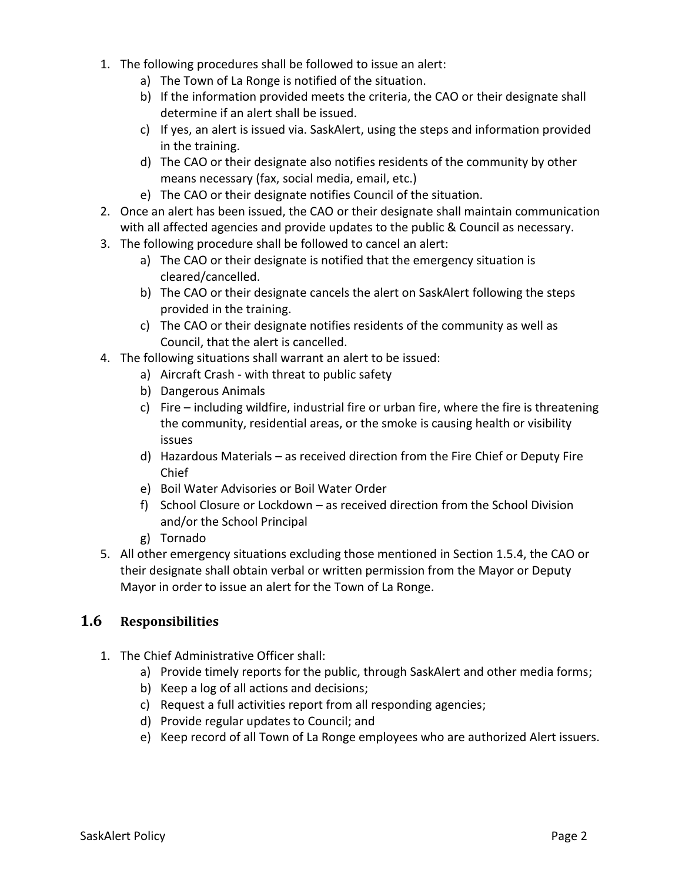1. The following procedures shall be followed to issue an alert:
   a) The Town of La Ronge is notified of the situation.
   b) If the information provided meets the criteria, the CAO or their designate shall determine if an alert shall be issued.
   c) If yes, an alert is issued via. SaskAlert, using the steps and information provided in the training.
   d) The CAO or their designate also notifies residents of the community by other means necessary (fax, social media, email, etc.)
   e) The CAO or their designate notifies Council of the situation.
2. Once an alert has been issued, the CAO or their designate shall maintain communication with all affected agencies and provide updates to the public & Council as necessary.
3. The following procedure shall be followed to cancel an alert:
   a) The CAO or their designate is notified that the emergency situation is cleared/cancelled.
   b) The CAO or their designate cancels the alert on SaskAlert following the steps provided in the training.
   c) The CAO or their designate notifies residents of the community as well as Council, that the alert is cancelled.
4. The following situations shall warrant an alert to be issued:
   a) Aircraft Crash - with threat to public safety
   b) Dangerous Animals
   c) Fire – including wildfire, industrial fire or urban fire, where the fire is threatening the community, residential areas, or the smoke is causing health or visibility issues
   d) Hazardous Materials – as received direction from the Fire Chief or Deputy Fire Chief
   e) Boil Water Advisories or Boil Water Order
   f) School Closure or Lockdown – as received direction from the School Division and/or the School Principal
   g) Tornado
5. All other emergency situations excluding those mentioned in Section 1.5.4, the CAO or their designate shall obtain verbal or written permission from the Mayor or Deputy Mayor in order to issue an alert for the Town of La Ronge.

## 1.6 Responsibilities

1. The Chief Administrative Officer shall:
   a) Provide timely reports for the public, through SaskAlert and other media forms;
   b) Keep a log of all actions and decisions;
   c) Request a full activities report from all responding agencies;
   d) Provide regular updates to Council; and
   e) Keep record of all Town of La Ronge employees who are authorized Alert issuers.